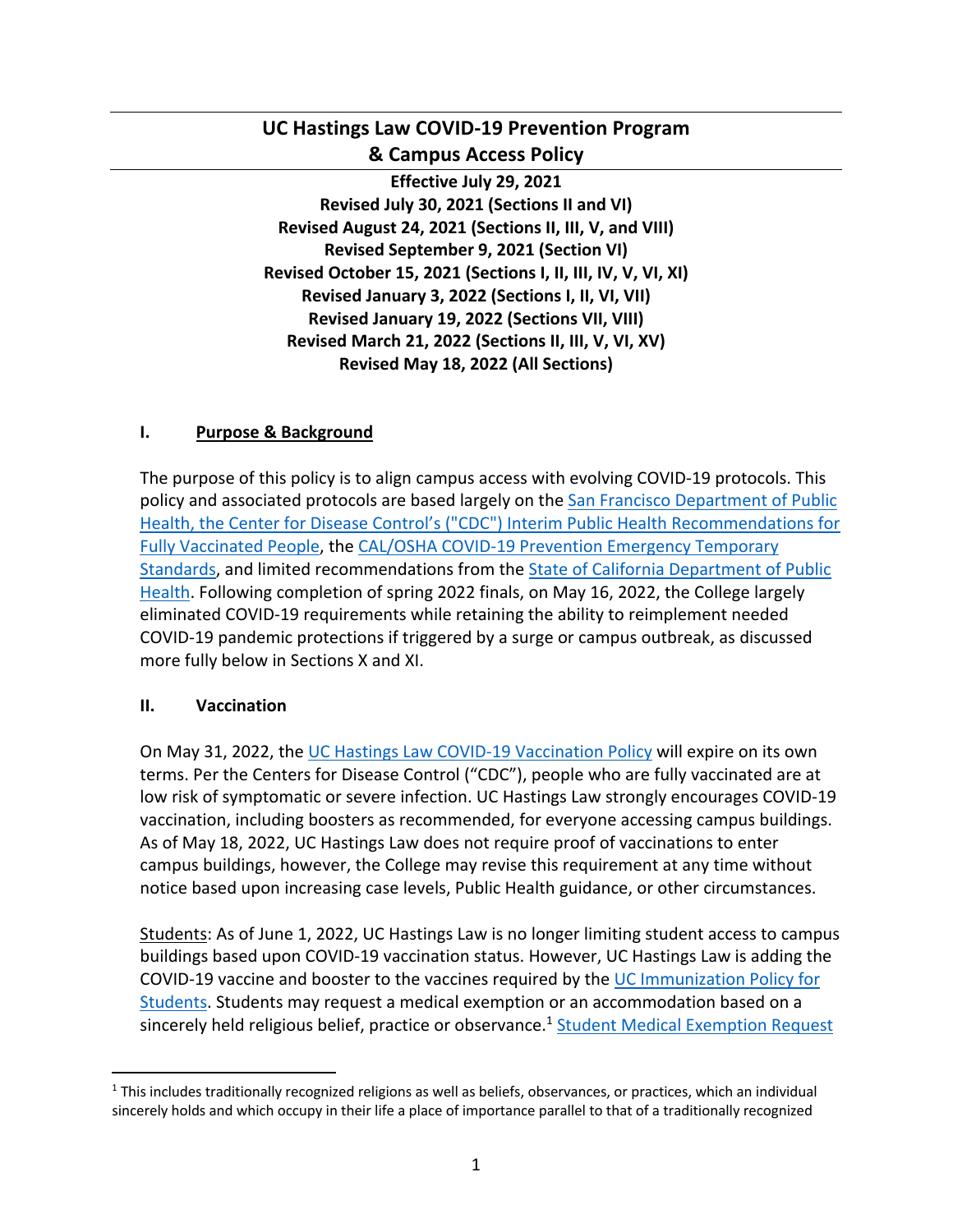# UC Hastings Law COVID-19 Prevention Program & Campus Access Policy

**Effective July 29, 2021**
**Revised July 30, 2021 (Sections II and VI)**
**Revised August 24, 2021 (Sections II, III, V, and VIII)**
**Revised September 9, 2021 (Section VI)**
**Revised October 15, 2021 (Sections I, II, III, IV, V, VI, XI)**
**Revised January 3, 2022 (Sections I, II, VI, VII)**
**Revised January 19, 2022 (Sections VII, VIII)**
**Revised March 21, 2022 (Sections II, III, V, VI, XV)**
**Revised May 18, 2022 (All Sections)**

## I. Purpose & Background

The purpose of this policy is to align campus access with evolving COVID-19 protocols. This policy and associated protocols are based largely on the San Francisco Department of Public Health, the Center for Disease Control's ("CDC") Interim Public Health Recommendations for Fully Vaccinated People, the CAL/OSHA COVID-19 Prevention Emergency Temporary Standards, and limited recommendations from the State of California Department of Public Health. Following completion of spring 2022 finals, on May 16, 2022, the College largely eliminated COVID-19 requirements while retaining the ability to reimplement needed COVID-19 pandemic protections if triggered by a surge or campus outbreak, as discussed more fully below in Sections X and XI.

## II. Vaccination

On May 31, 2022, the UC Hastings Law COVID-19 Vaccination Policy will expire on its own terms. Per the Centers for Disease Control ("CDC"), people who are fully vaccinated are at low risk of symptomatic or severe infection. UC Hastings Law strongly encourages COVID-19 vaccination, including boosters as recommended, for everyone accessing campus buildings. As of May 18, 2022, UC Hastings Law does not require proof of vaccinations to enter campus buildings, however, the College may revise this requirement at any time without notice based upon increasing case levels, Public Health guidance, or other circumstances.

Students: As of June 1, 2022, UC Hastings Law is no longer limiting student access to campus buildings based upon COVID-19 vaccination status. However, UC Hastings Law is adding the COVID-19 vaccine and booster to the vaccines required by the UC Immunization Policy for Students. Students may request a medical exemption or an accommodation based on a sincerely held religious belief, practice or observance.[1] Student Medical Exemption Request

[1] This includes traditionally recognized religions as well as beliefs, observances, or practices, which an individual sincerely holds and which occupy in their life a place of importance parallel to that of a traditionally recognized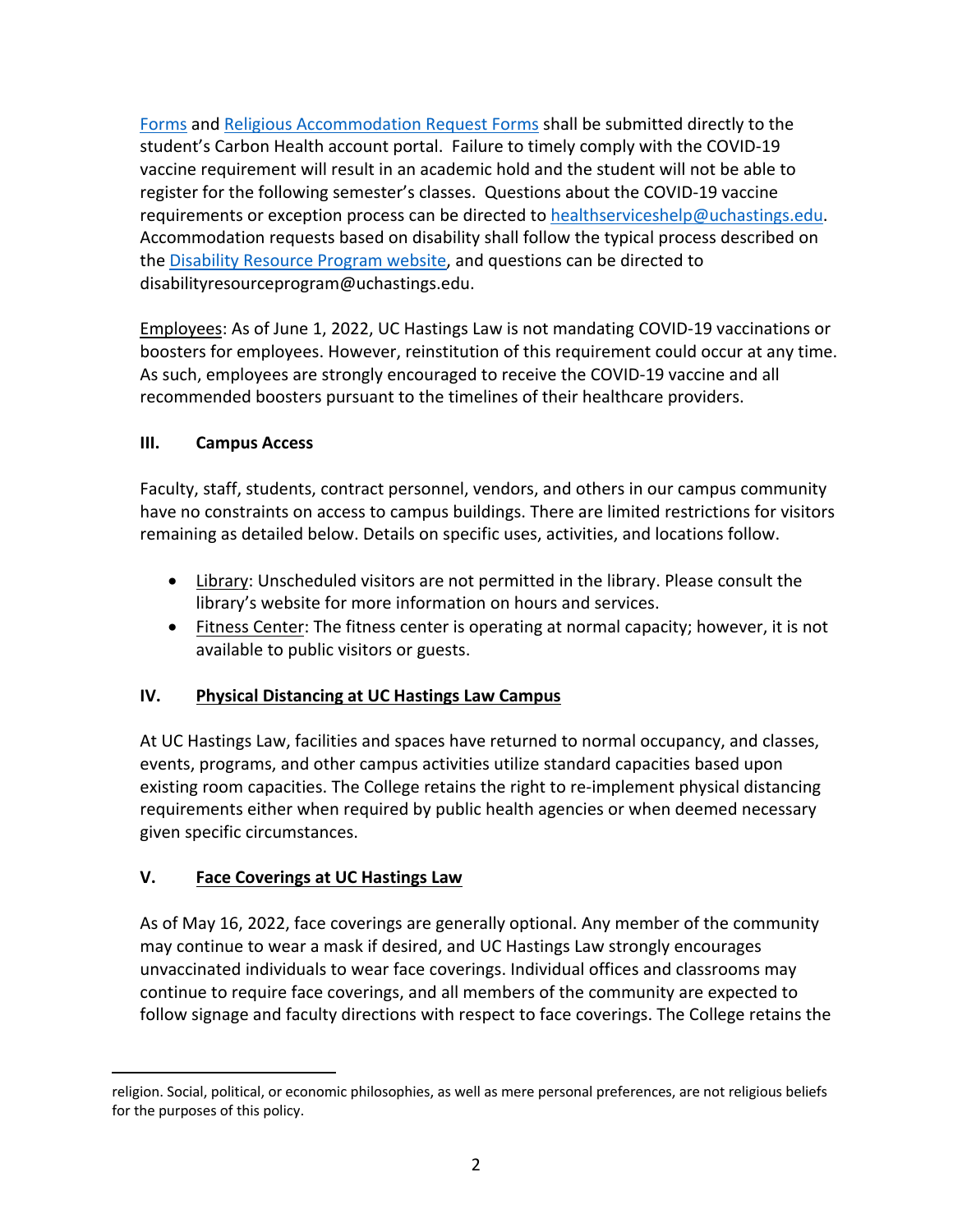Forms and Religious Accommodation Request Forms shall be submitted directly to the student's Carbon Health account portal. Failure to timely comply with the COVID-19 vaccine requirement will result in an academic hold and the student will not be able to register for the following semester's classes. Questions about the COVID-19 vaccine requirements or exception process can be directed to healthserviceshelp@uchastings.edu. Accommodation requests based on disability shall follow the typical process described on the Disability Resource Program website, and questions can be directed to disabilityresourceprogram@uchastings.edu.

Employees: As of June 1, 2022, UC Hastings Law is not mandating COVID-19 vaccinations or boosters for employees. However, reinstitution of this requirement could occur at any time. As such, employees are strongly encouraged to receive the COVID-19 vaccine and all recommended boosters pursuant to the timelines of their healthcare providers.

### III. Campus Access

Faculty, staff, students, contract personnel, vendors, and others in our campus community have no constraints on access to campus buildings. There are limited restrictions for visitors remaining as detailed below. Details on specific uses, activities, and locations follow.

- Library: Unscheduled visitors are not permitted in the library. Please consult the library's website for more information on hours and services.
- Fitness Center: The fitness center is operating at normal capacity; however, it is not available to public visitors or guests.

### IV. Physical Distancing at UC Hastings Law Campus

At UC Hastings Law, facilities and spaces have returned to normal occupancy, and classes, events, programs, and other campus activities utilize standard capacities based upon existing room capacities. The College retains the right to re-implement physical distancing requirements either when required by public health agencies or when deemed necessary given specific circumstances.

### V. Face Coverings at UC Hastings Law

As of May 16, 2022, face coverings are generally optional. Any member of the community may continue to wear a mask if desired, and UC Hastings Law strongly encourages unvaccinated individuals to wear face coverings. Individual offices and classrooms may continue to require face coverings, and all members of the community are expected to follow signage and faculty directions with respect to face coverings. The College retains the

---

religion. Social, political, or economic philosophies, as well as mere personal preferences, are not religious beliefs for the purposes of this policy.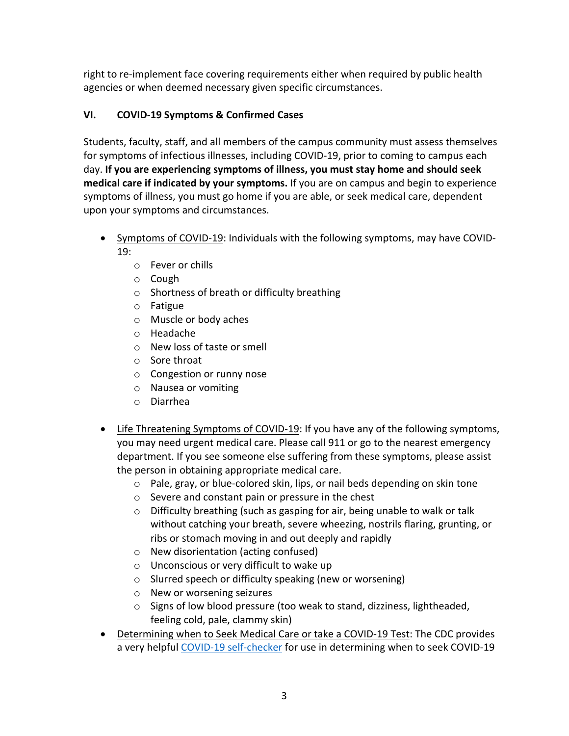right to re-implement face covering requirements either when required by public health agencies or when deemed necessary given specific circumstances.

## VI. <u>COVID-19 Symptoms & Confirmed Cases</u>

Students, faculty, staff, and all members of the campus community must assess themselves for symptoms of infectious illnesses, including COVID-19, prior to coming to campus each day. **If you are experiencing symptoms of illness, you must stay home and should seek medical care if indicated by your symptoms.** If you are on campus and begin to experience symptoms of illness, you must go home if you are able, or seek medical care, dependent upon your symptoms and circumstances.

- <u>Symptoms of COVID-19</u>: Individuals with the following symptoms, may have COVID-19:
  - Fever or chills
  - Cough
  - Shortness of breath or difficulty breathing
  - Fatigue
  - Muscle or body aches
  - Headache
  - New loss of taste or smell
  - Sore throat
  - Congestion or runny nose
  - Nausea or vomiting
  - Diarrhea

- <u>Life Threatening Symptoms of COVID-19</u>: If you have any of the following symptoms, you may need urgent medical care. Please call 911 or go to the nearest emergency department. If you see someone else suffering from these symptoms, please assist the person in obtaining appropriate medical care.
  - Pale, gray, or blue-colored skin, lips, or nail beds depending on skin tone
  - Severe and constant pain or pressure in the chest
  - Difficulty breathing (such as gasping for air, being unable to walk or talk without catching your breath, severe wheezing, nostrils flaring, grunting, or ribs or stomach moving in and out deeply and rapidly
  - New disorientation (acting confused)
  - Unconscious or very difficult to wake up
  - Slurred speech or difficulty speaking (new or worsening)
  - New or worsening seizures
  - Signs of low blood pressure (too weak to stand, dizziness, lightheaded, feeling cold, pale, clammy skin)
- <u>Determining when to Seek Medical Care or take a COVID-19 Test</u>: The CDC provides a very helpful COVID-19 self-checker for use in determining when to seek COVID-19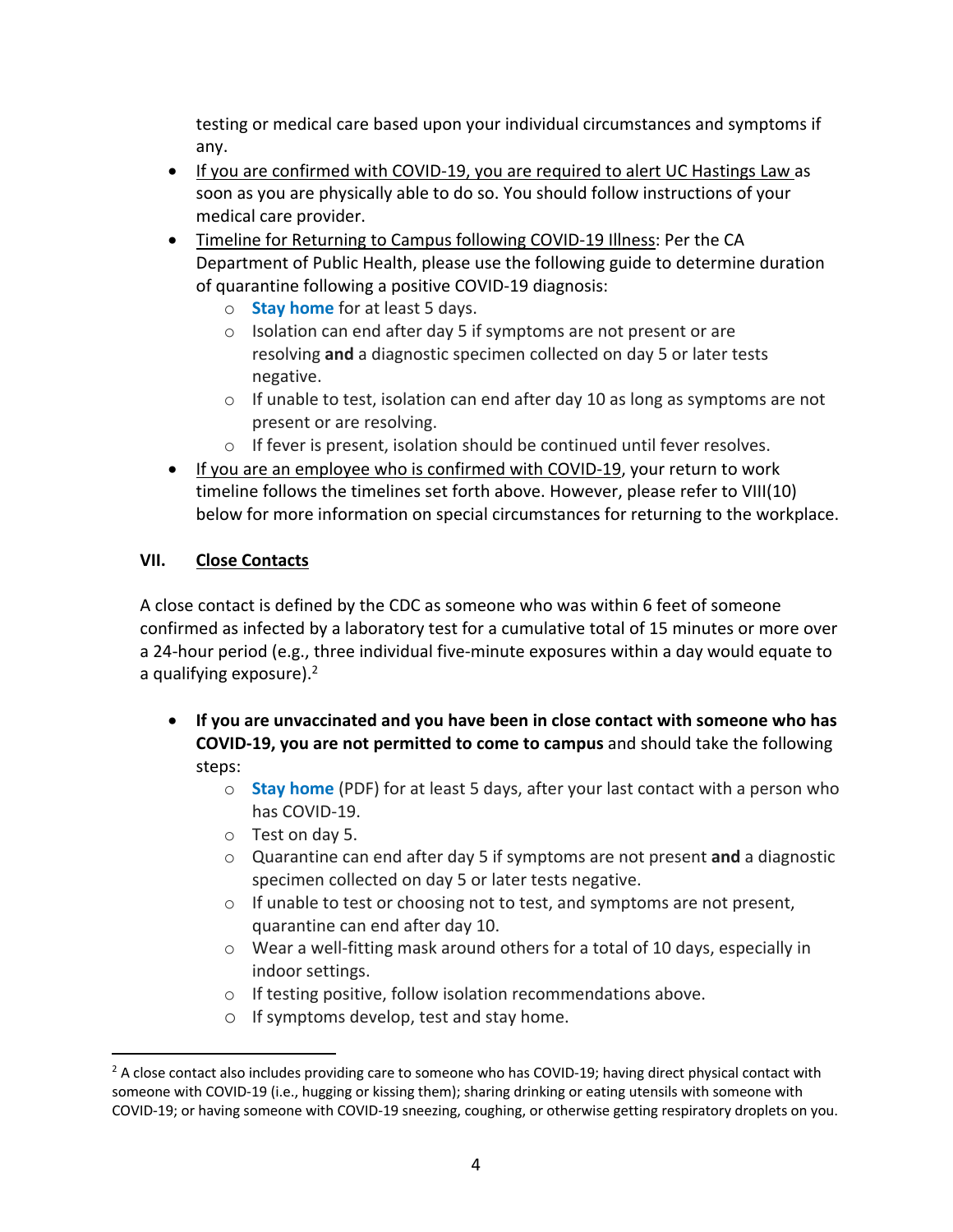testing or medical care based upon your individual circumstances and symptoms if any.

- If you are confirmed with COVID-19, you are required to alert UC Hastings Law as soon as you are physically able to do so. You should follow instructions of your medical care provider.
- Timeline for Returning to Campus following COVID-19 Illness: Per the CA Department of Public Health, please use the following guide to determine duration of quarantine following a positive COVID-19 diagnosis:
  - **Stay home** for at least 5 days.
  - Isolation can end after day 5 if symptoms are not present or are resolving **and** a diagnostic specimen collected on day 5 or later tests negative.
  - If unable to test, isolation can end after day 10 as long as symptoms are not present or are resolving.
  - If fever is present, isolation should be continued until fever resolves.
- If you are an employee who is confirmed with COVID-19, your return to work timeline follows the timelines set forth above. However, please refer to VIII(10) below for more information on special circumstances for returning to the workplace.

## VII. Close Contacts

A close contact is defined by the CDC as someone who was within 6 feet of someone confirmed as infected by a laboratory test for a cumulative total of 15 minutes or more over a 24-hour period (e.g., three individual five-minute exposures within a day would equate to a qualifying exposure).[2]

- **If you are unvaccinated and you have been in close contact with someone who has COVID-19, you are not permitted to come to campus** and should take the following steps:
  - **Stay home** (PDF) for at least 5 days, after your last contact with a person who has COVID-19.
  - Test on day 5.
  - Quarantine can end after day 5 if symptoms are not present **and** a diagnostic specimen collected on day 5 or later tests negative.
  - If unable to test or choosing not to test, and symptoms are not present, quarantine can end after day 10.
  - Wear a well-fitting mask around others for a total of 10 days, especially in indoor settings.
  - If testing positive, follow isolation recommendations above.
  - If symptoms develop, test and stay home.

[2] A close contact also includes providing care to someone who has COVID-19; having direct physical contact with someone with COVID-19 (i.e., hugging or kissing them); sharing drinking or eating utensils with someone with COVID-19; or having someone with COVID-19 sneezing, coughing, or otherwise getting respiratory droplets on you.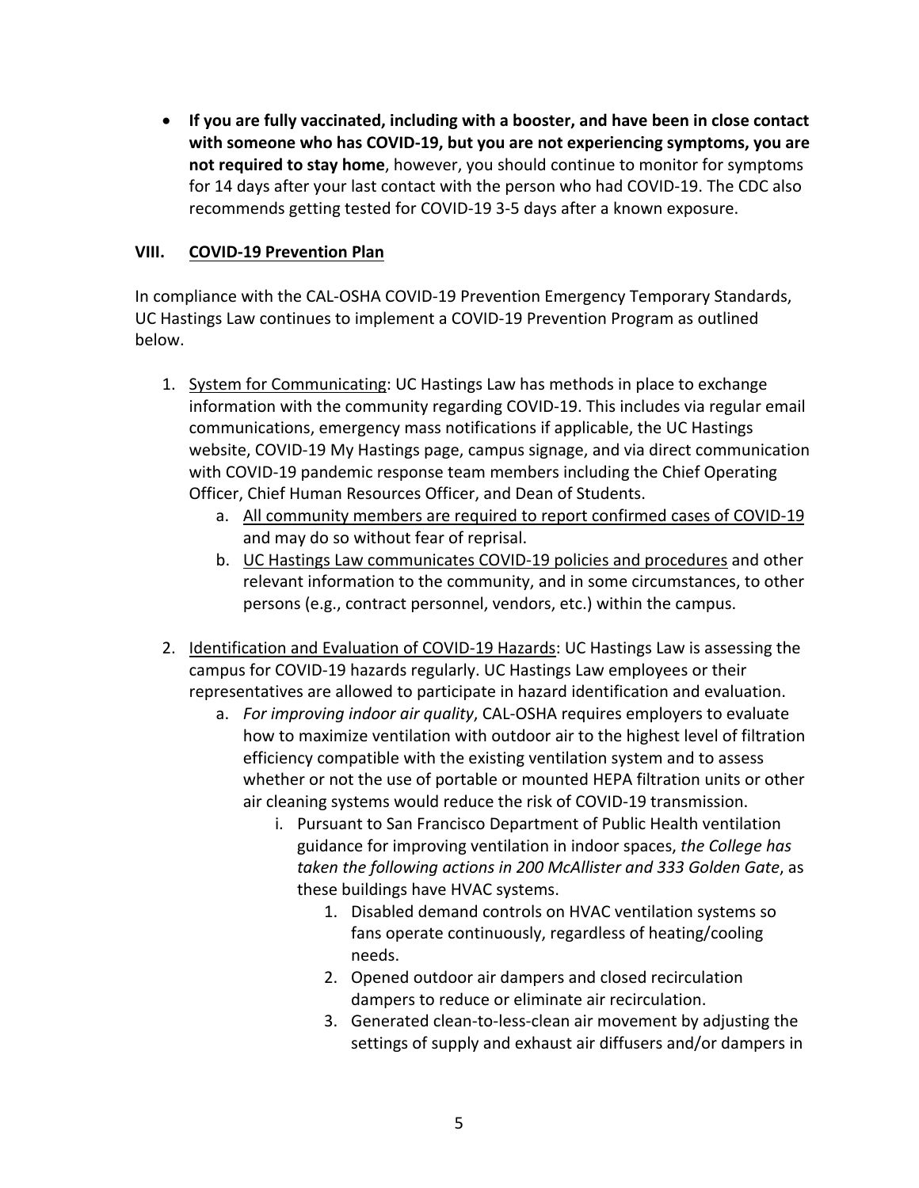- **If you are fully vaccinated, including with a booster, and have been in close contact with someone who has COVID-19, but you are not experiencing symptoms, you are not required to stay home**, however, you should continue to monitor for symptoms for 14 days after your last contact with the person who had COVID-19. The CDC also recommends getting tested for COVID-19 3-5 days after a known exposure.

## VIII. COVID-19 Prevention Plan

In compliance with the CAL-OSHA COVID-19 Prevention Emergency Temporary Standards, UC Hastings Law continues to implement a COVID-19 Prevention Program as outlined below.

1. System for Communicating: UC Hastings Law has methods in place to exchange information with the community regarding COVID-19. This includes via regular email communications, emergency mass notifications if applicable, the UC Hastings website, COVID-19 My Hastings page, campus signage, and via direct communication with COVID-19 pandemic response team members including the Chief Operating Officer, Chief Human Resources Officer, and Dean of Students.
   a. All community members are required to report confirmed cases of COVID-19 and may do so without fear of reprisal.
   b. UC Hastings Law communicates COVID-19 policies and procedures and other relevant information to the community, and in some circumstances, to other persons (e.g., contract personnel, vendors, etc.) within the campus.

2. Identification and Evaluation of COVID-19 Hazards: UC Hastings Law is assessing the campus for COVID-19 hazards regularly. UC Hastings Law employees or their representatives are allowed to participate in hazard identification and evaluation.
   a. *For improving indoor air quality*, CAL-OSHA requires employers to evaluate how to maximize ventilation with outdoor air to the highest level of filtration efficiency compatible with the existing ventilation system and to assess whether or not the use of portable or mounted HEPA filtration units or other air cleaning systems would reduce the risk of COVID-19 transmission.
      i. Pursuant to San Francisco Department of Public Health ventilation guidance for improving ventilation in indoor spaces, *the College has taken the following actions in 200 McAllister and 333 Golden Gate*, as these buildings have HVAC systems.
         1. Disabled demand controls on HVAC ventilation systems so fans operate continuously, regardless of heating/cooling needs.
         2. Opened outdoor air dampers and closed recirculation dampers to reduce or eliminate air recirculation.
         3. Generated clean-to-less-clean air movement by adjusting the settings of supply and exhaust air diffusers and/or dampers in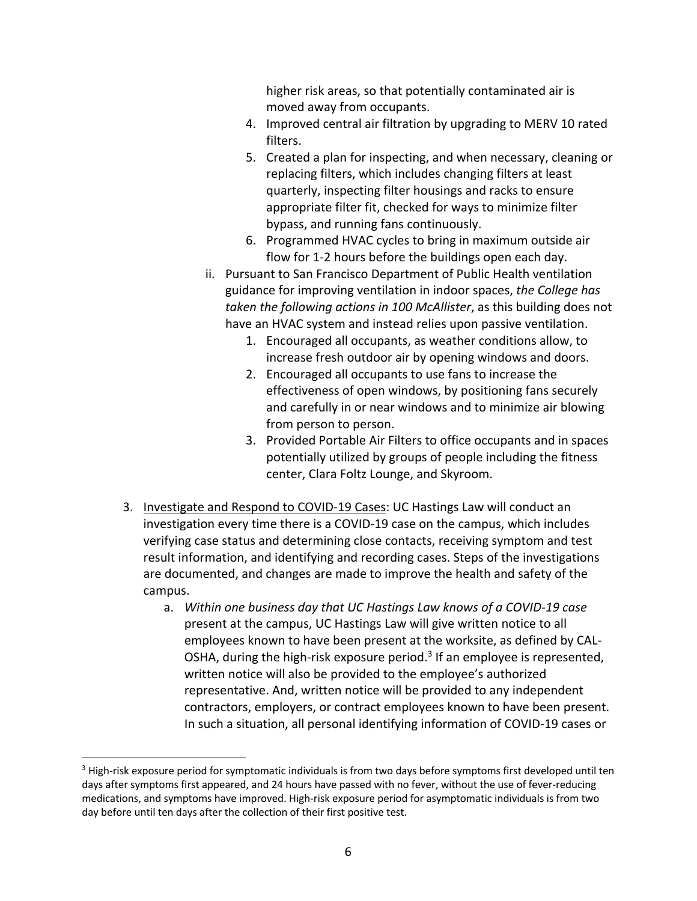higher risk areas, so that potentially contaminated air is moved away from occupants.

4. Improved central air filtration by upgrading to MERV 10 rated filters.
5. Created a plan for inspecting, and when necessary, cleaning or replacing filters, which includes changing filters at least quarterly, inspecting filter housings and racks to ensure appropriate filter fit, checked for ways to minimize filter bypass, and running fans continuously.
6. Programmed HVAC cycles to bring in maximum outside air flow for 1-2 hours before the buildings open each day.

ii. Pursuant to San Francisco Department of Public Health ventilation guidance for improving ventilation in indoor spaces, *the College has taken the following actions in 100 McAllister*, as this building does not have an HVAC system and instead relies upon passive ventilation.

1. Encouraged all occupants, as weather conditions allow, to increase fresh outdoor air by opening windows and doors.
2. Encouraged all occupants to use fans to increase the effectiveness of open windows, by positioning fans securely and carefully in or near windows and to minimize air blowing from person to person.
3. Provided Portable Air Filters to office occupants and in spaces potentially utilized by groups of people including the fitness center, Clara Foltz Lounge, and Skyroom.

3. Investigate and Respond to COVID-19 Cases: UC Hastings Law will conduct an investigation every time there is a COVID-19 case on the campus, which includes verifying case status and determining close contacts, receiving symptom and test result information, and identifying and recording cases. Steps of the investigations are documented, and changes are made to improve the health and safety of the campus.

   a. *Within one business day that UC Hastings Law knows of a COVID-19 case* present at the campus, UC Hastings Law will give written notice to all employees known to have been present at the worksite, as defined by CAL-OSHA, during the high-risk exposure period.[3] If an employee is represented, written notice will also be provided to the employee's authorized representative. And, written notice will be provided to any independent contractors, employers, or contract employees known to have been present. In such a situation, all personal identifying information of COVID-19 cases or

---

[3] High-risk exposure period for symptomatic individuals is from two days before symptoms first developed until ten days after symptoms first appeared, and 24 hours have passed with no fever, without the use of fever-reducing medications, and symptoms have improved. High-risk exposure period for asymptomatic individuals is from two day before until ten days after the collection of their first positive test.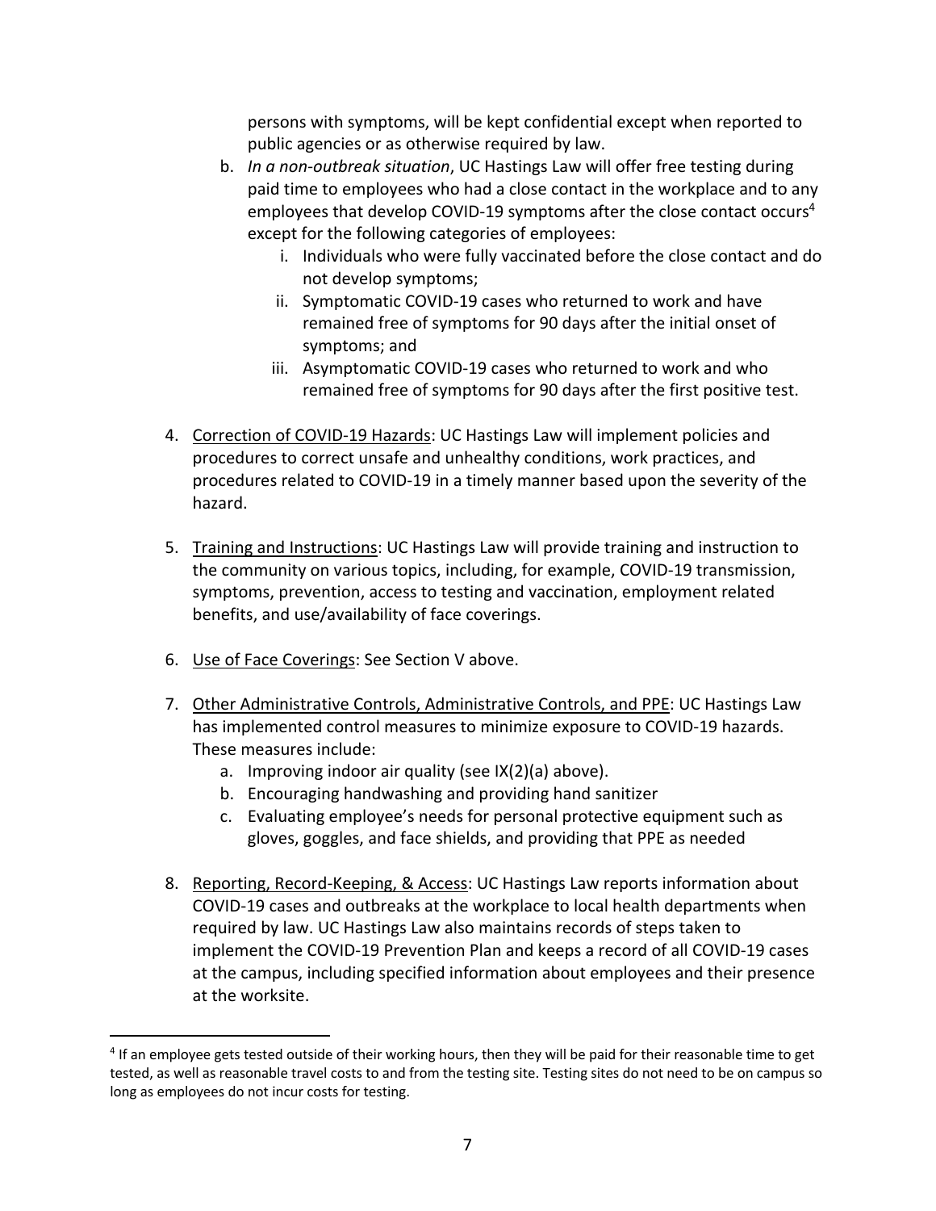persons with symptoms, will be kept confidential except when reported to public agencies or as otherwise required by law.

b. *In a non-outbreak situation*, UC Hastings Law will offer free testing during paid time to employees who had a close contact in the workplace and to any employees that develop COVID-19 symptoms after the close contact occurs[4] except for the following categories of employees:
    i. Individuals who were fully vaccinated before the close contact and do not develop symptoms;
    ii. Symptomatic COVID-19 cases who returned to work and have remained free of symptoms for 90 days after the initial onset of symptoms; and
    iii. Asymptomatic COVID-19 cases who returned to work and who remained free of symptoms for 90 days after the first positive test.

4. <u>Correction of COVID-19 Hazards</u>: UC Hastings Law will implement policies and procedures to correct unsafe and unhealthy conditions, work practices, and procedures related to COVID-19 in a timely manner based upon the severity of the hazard.

5. <u>Training and Instructions</u>: UC Hastings Law will provide training and instruction to the community on various topics, including, for example, COVID-19 transmission, symptoms, prevention, access to testing and vaccination, employment related benefits, and use/availability of face coverings.

6. <u>Use of Face Coverings</u>: See Section V above.

7. <u>Other Administrative Controls, Administrative Controls, and PPE</u>: UC Hastings Law has implemented control measures to minimize exposure to COVID-19 hazards. These measures include:
    a. Improving indoor air quality (see IX(2)(a) above).
    b. Encouraging handwashing and providing hand sanitizer
    c. Evaluating employee's needs for personal protective equipment such as gloves, goggles, and face shields, and providing that PPE as needed

8. <u>Reporting, Record-Keeping, & Access</u>: UC Hastings Law reports information about COVID-19 cases and outbreaks at the workplace to local health departments when required by law. UC Hastings Law also maintains records of steps taken to implement the COVID-19 Prevention Plan and keeps a record of all COVID-19 cases at the campus, including specified information about employees and their presence at the worksite.

---

[4] If an employee gets tested outside of their working hours, then they will be paid for their reasonable time to get tested, as well as reasonable travel costs to and from the testing site. Testing sites do not need to be on campus so long as employees do not incur costs for testing.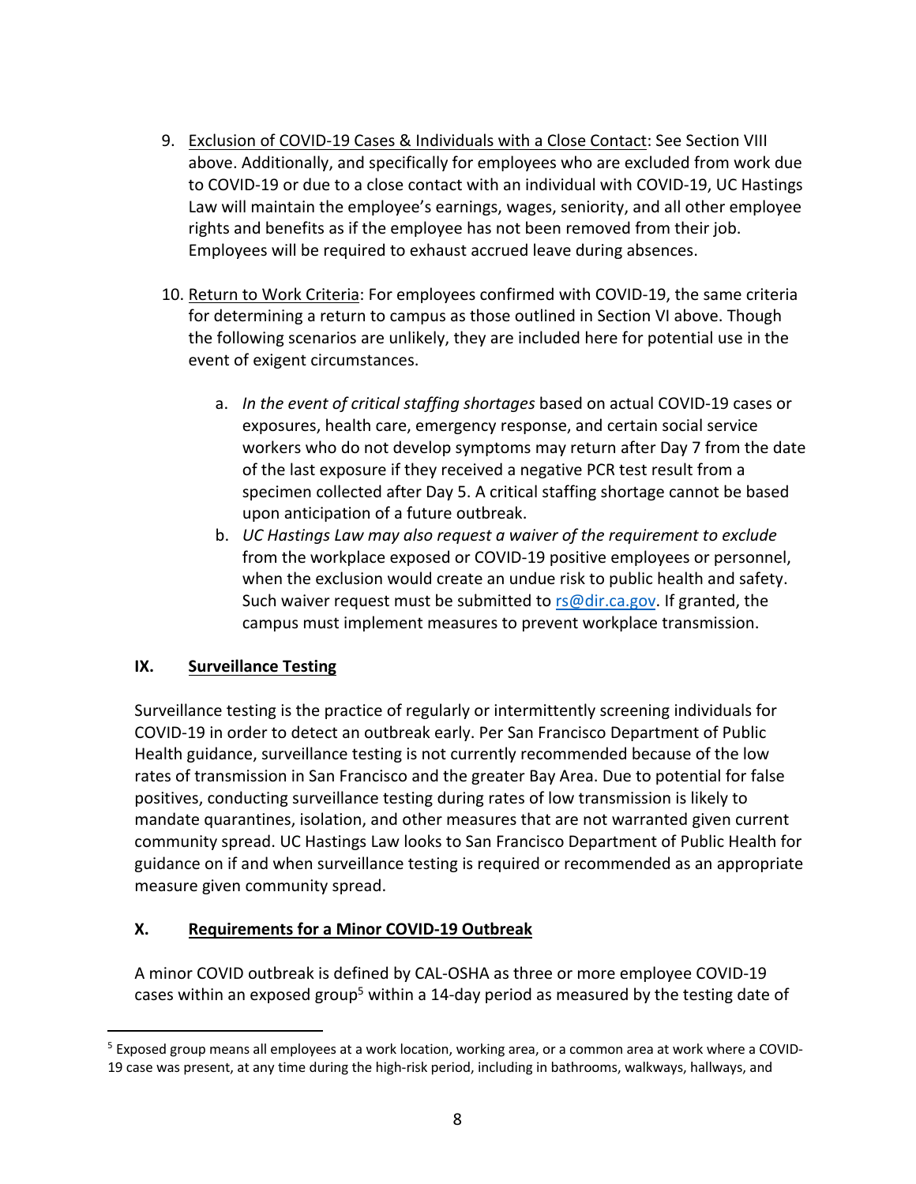9. Exclusion of COVID-19 Cases & Individuals with a Close Contact: See Section VIII above. Additionally, and specifically for employees who are excluded from work due to COVID-19 or due to a close contact with an individual with COVID-19, UC Hastings Law will maintain the employee's earnings, wages, seniority, and all other employee rights and benefits as if the employee has not been removed from their job. Employees will be required to exhaust accrued leave during absences.

10. Return to Work Criteria: For employees confirmed with COVID-19, the same criteria for determining a return to campus as those outlined in Section VI above. Though the following scenarios are unlikely, they are included here for potential use in the event of exigent circumstances.

    a. *In the event of critical staffing shortages* based on actual COVID-19 cases or exposures, health care, emergency response, and certain social service workers who do not develop symptoms may return after Day 7 from the date of the last exposure if they received a negative PCR test result from a specimen collected after Day 5. A critical staffing shortage cannot be based upon anticipation of a future outbreak.
    b. *UC Hastings Law may also request a waiver of the requirement to exclude* from the workplace exposed or COVID-19 positive employees or personnel, when the exclusion would create an undue risk to public health and safety. Such waiver request must be submitted to rs@dir.ca.gov. If granted, the campus must implement measures to prevent workplace transmission.

## IX. Surveillance Testing

Surveillance testing is the practice of regularly or intermittently screening individuals for COVID-19 in order to detect an outbreak early. Per San Francisco Department of Public Health guidance, surveillance testing is not currently recommended because of the low rates of transmission in San Francisco and the greater Bay Area. Due to potential for false positives, conducting surveillance testing during rates of low transmission is likely to mandate quarantines, isolation, and other measures that are not warranted given current community spread. UC Hastings Law looks to San Francisco Department of Public Health for guidance on if and when surveillance testing is required or recommended as an appropriate measure given community spread.

## X. Requirements for a Minor COVID-19 Outbreak

A minor COVID outbreak is defined by CAL-OSHA as three or more employee COVID-19 cases within an exposed group[5] within a 14-day period as measured by the testing date of

[5] Exposed group means all employees at a work location, working area, or a common area at work where a COVID-19 case was present, at any time during the high-risk period, including in bathrooms, walkways, hallways, and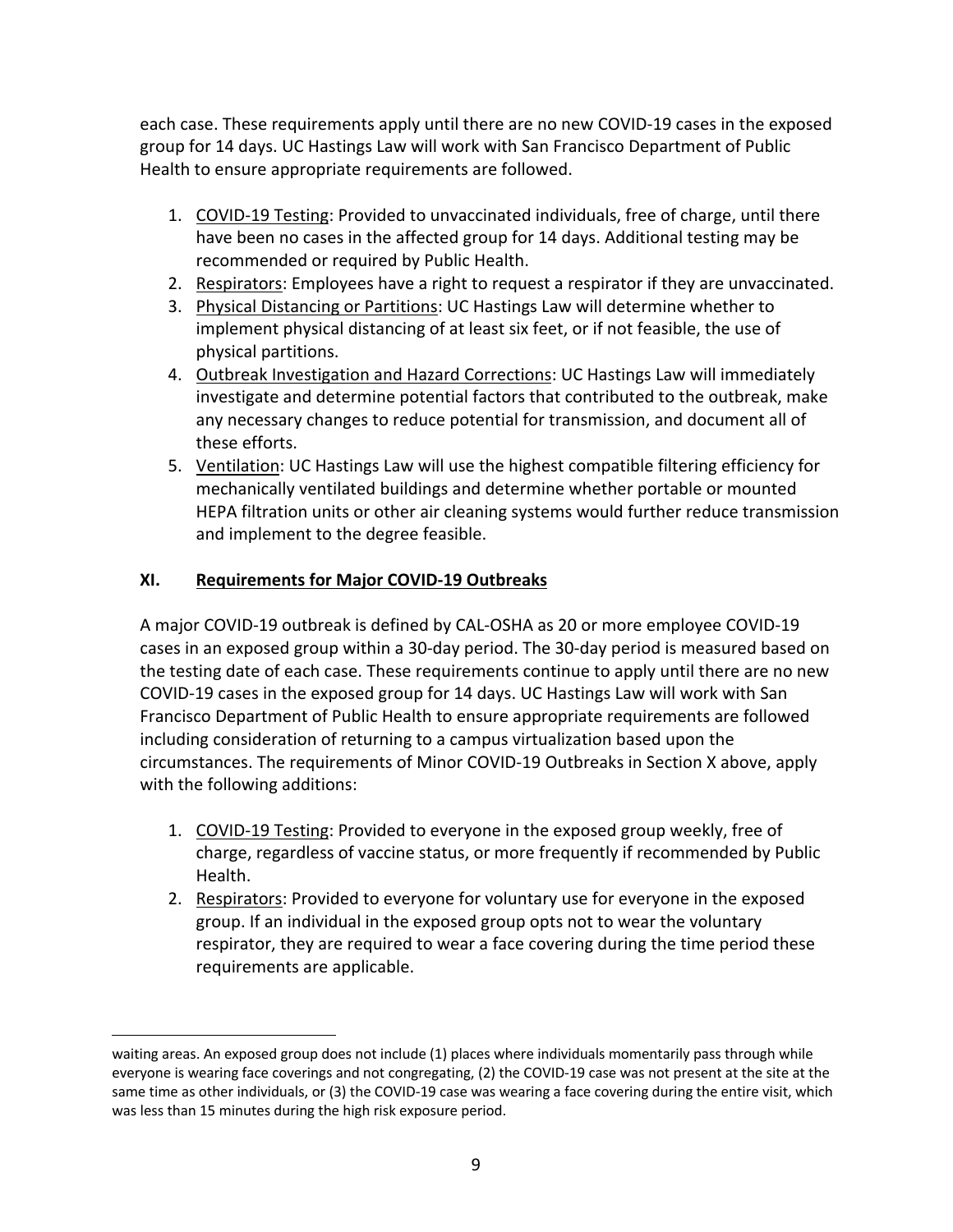each case. These requirements apply until there are no new COVID-19 cases in the exposed group for 14 days. UC Hastings Law will work with San Francisco Department of Public Health to ensure appropriate requirements are followed.

1. <u>COVID-19 Testing</u>: Provided to unvaccinated individuals, free of charge, until there have been no cases in the affected group for 14 days. Additional testing may be recommended or required by Public Health.
2. <u>Respirators</u>: Employees have a right to request a respirator if they are unvaccinated.
3. <u>Physical Distancing or Partitions</u>: UC Hastings Law will determine whether to implement physical distancing of at least six feet, or if not feasible, the use of physical partitions.
4. <u>Outbreak Investigation and Hazard Corrections</u>: UC Hastings Law will immediately investigate and determine potential factors that contributed to the outbreak, make any necessary changes to reduce potential for transmission, and document all of these efforts.
5. <u>Ventilation</u>: UC Hastings Law will use the highest compatible filtering efficiency for mechanically ventilated buildings and determine whether portable or mounted HEPA filtration units or other air cleaning systems would further reduce transmission and implement to the degree feasible.

## XI. Requirements for Major COVID-19 Outbreaks

A major COVID-19 outbreak is defined by CAL-OSHA as 20 or more employee COVID-19 cases in an exposed group within a 30-day period. The 30-day period is measured based on the testing date of each case. These requirements continue to apply until there are no new COVID-19 cases in the exposed group for 14 days. UC Hastings Law will work with San Francisco Department of Public Health to ensure appropriate requirements are followed including consideration of returning to a campus virtualization based upon the circumstances. The requirements of Minor COVID-19 Outbreaks in Section X above, apply with the following additions:

1. <u>COVID-19 Testing</u>: Provided to everyone in the exposed group weekly, free of charge, regardless of vaccine status, or more frequently if recommended by Public Health.
2. <u>Respirators</u>: Provided to everyone for voluntary use for everyone in the exposed group. If an individual in the exposed group opts not to wear the voluntary respirator, they are required to wear a face covering during the time period these requirements are applicable.

---

waiting areas. An exposed group does not include (1) places where individuals momentarily pass through while everyone is wearing face coverings and not congregating, (2) the COVID-19 case was not present at the site at the same time as other individuals, or (3) the COVID-19 case was wearing a face covering during the entire visit, which was less than 15 minutes during the high risk exposure period.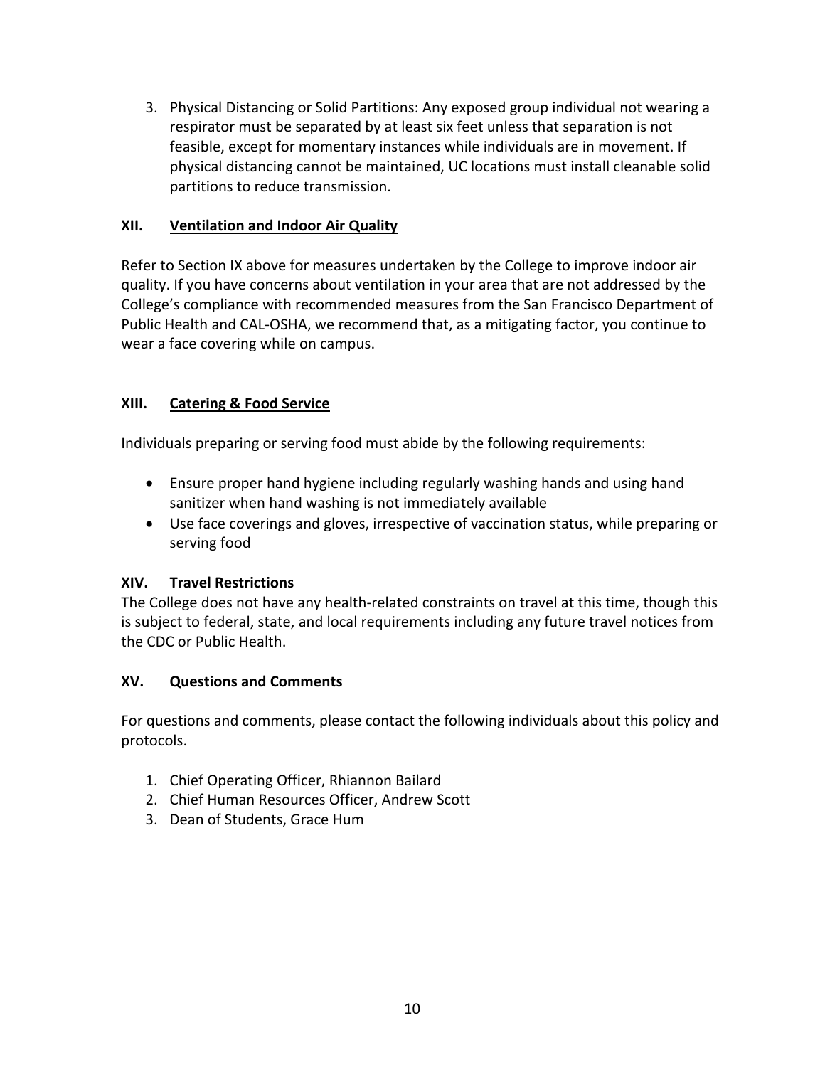3. <u>Physical Distancing or Solid Partitions</u>: Any exposed group individual not wearing a respirator must be separated by at least six feet unless that separation is not feasible, except for momentary instances while individuals are in movement. If physical distancing cannot be maintained, UC locations must install cleanable solid partitions to reduce transmission.

## XII. <u>Ventilation and Indoor Air Quality</u>

Refer to Section IX above for measures undertaken by the College to improve indoor air quality. If you have concerns about ventilation in your area that are not addressed by the College's compliance with recommended measures from the San Francisco Department of Public Health and CAL-OSHA, we recommend that, as a mitigating factor, you continue to wear a face covering while on campus.

## XIII. <u>Catering & Food Service</u>

Individuals preparing or serving food must abide by the following requirements:

- Ensure proper hand hygiene including regularly washing hands and using hand sanitizer when hand washing is not immediately available
- Use face coverings and gloves, irrespective of vaccination status, while preparing or serving food

## XIV. <u>Travel Restrictions</u>

The College does not have any health-related constraints on travel at this time, though this is subject to federal, state, and local requirements including any future travel notices from the CDC or Public Health.

## XV. <u>Questions and Comments</u>

For questions and comments, please contact the following individuals about this policy and protocols.

1. Chief Operating Officer, Rhiannon Bailard
2. Chief Human Resources Officer, Andrew Scott
3. Dean of Students, Grace Hum